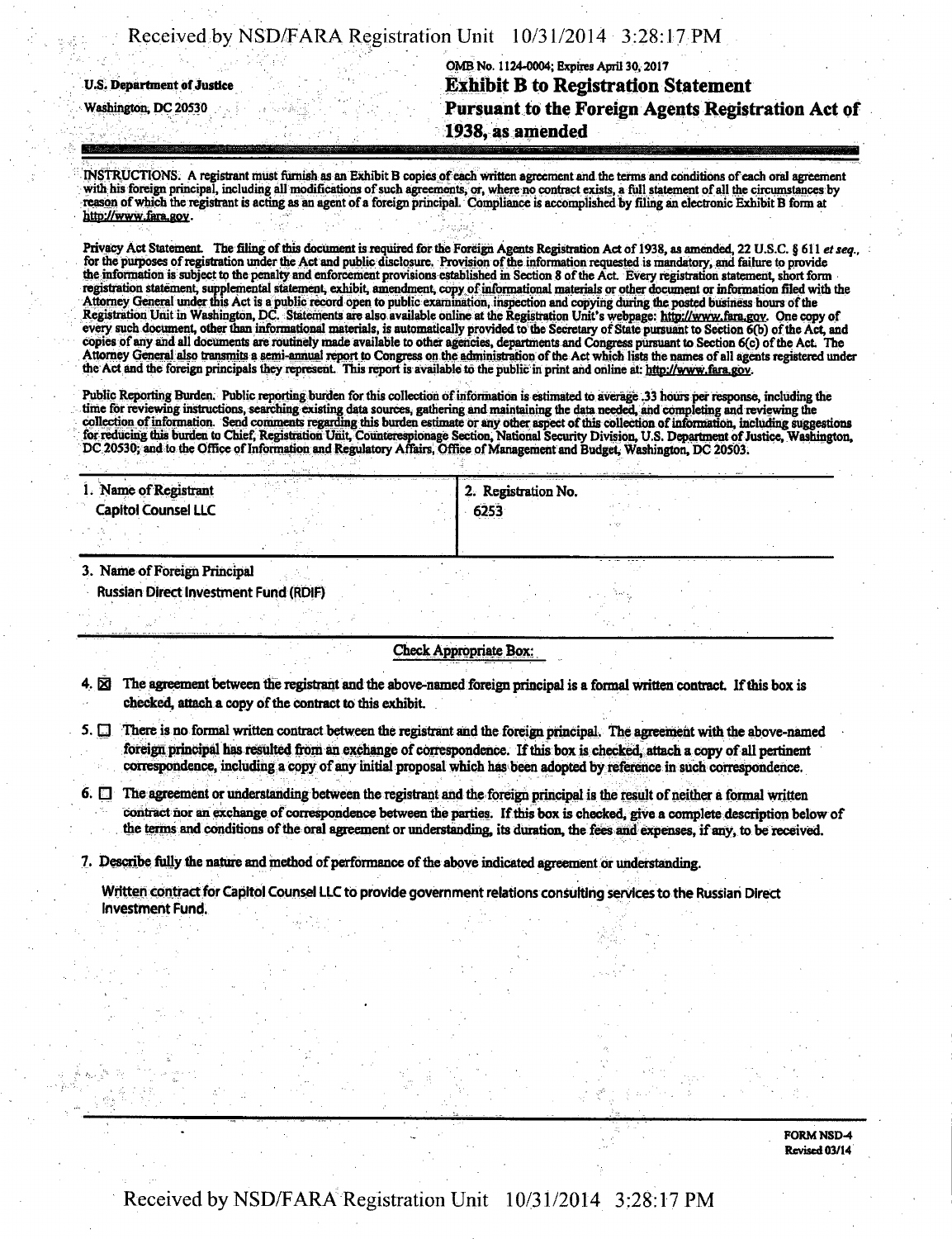U.S. Department of Justice
Washington, DC 20530

OMB No. 1124-0004; Expires April 30, 2017

# Exhibit B to Registration Statement Pursuant to the Foreign Agents Registration Act of 1938, as amended

INSTRUCTIONS. A registrant must furnish as an Exhibit B copies of each written agreement and the terms and conditions of each oral agreement with his foreign principal, including all modifications of such agreements, or, where no contract exists, a full statement of all the circumstances by reason of which the registrant is acting as an agent of a foreign principal. Compliance is accomplished by filing an electronic Exhibit B form at http://www.fara.gov.

Privacy Act Statement. The filing of this document is required for the Foreign Agents Registration Act of 1938, as amended, 22 U.S.C. § 611 *et seq.*, for the purposes of registration under the Act and public disclosure. Provision of the information requested is mandatory, and failure to provide the information is subject to the penalty and enforcement provisions established in Section 8 of the Act. Every registration statement, short form registration statement, supplemental statement, exhibit, amendment, copy of informational materials or other document or information filed with the Attorney General under this Act is a public record open to public examination, inspection and copying during the posted business hours of the Registration Unit in Washington, DC. Statements are also available online at the Registration Unit's webpage: http://www.fara.gov. One copy of every such document, other than informational materials, is automatically provided to the Secretary of State pursuant to Section 6(b) of the Act, and copies of any and all documents are routinely made available to other agencies, departments and Congress pursuant to Section 6(c) of the Act. The Attorney General also transmits a semi-annual report to Congress on the administration of the Act which lists the names of all agents registered under the Act and the foreign principals they represent. This report is available to the public in print and online at: http://www.fara.gov.

Public Reporting Burden. Public reporting burden for this collection of information is estimated to average .33 hours per response, including the time for reviewing instructions, searching existing data sources, gathering and maintaining the data needed, and completing and reviewing the collection of information. Send comments regarding this burden estimate or any other aspect of this collection of information, including suggestions for reducing this burden to Chief, Registration Unit, Counterespionage Section, National Security Division, U.S. Department of Justice, Washington, DC 20530; and to the Office of Information and Regulatory Affairs, Office of Management and Budget, Washington, DC 20503.

| 1. Name of Registrant | 2. Registration No. |
|---|---|
| Capitol Counsel LLC | 6253 |

3. Name of Foreign Principal

Russian Direct Investment Fund (RDIF)

Check Appropriate Box:

4. ☒ The agreement between the registrant and the above-named foreign principal is a formal written contract. If this box is checked, attach a copy of the contract to this exhibit.

5. ☐ There is no formal written contract between the registrant and the foreign principal. The agreement with the above-named foreign principal has resulted from an exchange of correspondence. If this box is checked, attach a copy of all pertinent correspondence, including a copy of any initial proposal which has been adopted by reference in such correspondence.

6. ☐ The agreement or understanding between the registrant and the foreign principal is the result of neither a formal written contract nor an exchange of correspondence between the parties. If this box is checked, give a complete description below of the terms and conditions of the oral agreement or understanding, its duration, the fees and expenses, if any, to be received.

7. Describe fully the nature and method of performance of the above indicated agreement or understanding.

Written contract for Capitol Counsel LLC to provide government relations consulting services to the Russian Direct Investment Fund.

FORM NSD-4
Revised 03/14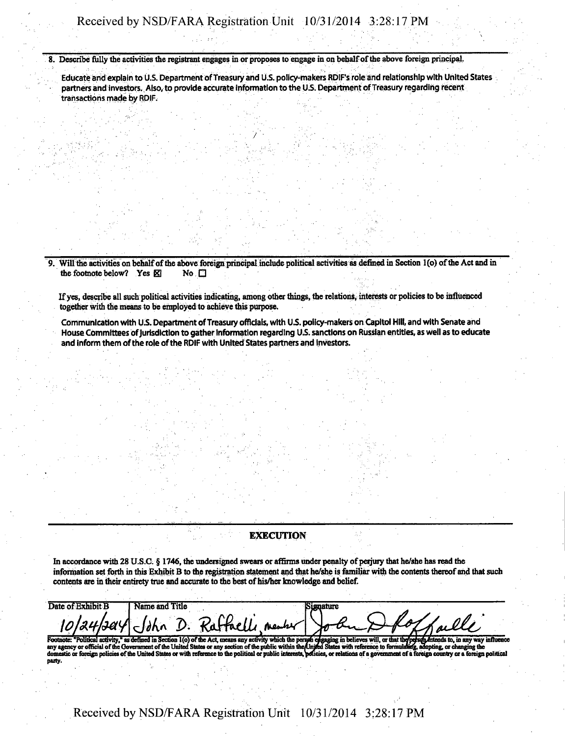8. Describe fully the activities the registrant engages in or proposes to engage in on behalf of the above foreign principal.

Educate and explain to U.S. Department of Treasury and U.S. policy-makers RDIF's role and relationship with United States partners and investors. Also, to provide accurate information to the U.S. Department of Treasury regarding recent transactions made by RDIF.

9. Will the activities on behalf of the above foreign principal include political activities as defined in Section 1(o) of the Act and in the footnote below? Yes ☒ No ☐

If yes, describe all such political activities indicating, among other things, the relations, interests or policies to be influenced together with the means to be employed to achieve this purpose.

Communication with U.S. Department of Treasury officials, with U.S. policy-makers on Capitol Hill, and with Senate and House Committees of jurisdiction to gather information regarding U.S. sanctions on Russian entities, as well as to educate and inform them of the role of the RDIF with United States partners and investors.

**EXECUTION**

In accordance with 28 U.S.C. § 1746, the undersigned swears or affirms under penalty of perjury that he/she has read the information set forth in this Exhibit B to the registration statement and that he/she is familiar with the contents thereof and that such contents are in their entirety true and accurate to the best of his/her knowledge and belief.

| Date of Exhibit B | Name and Title | Signature |
| --- | --- | --- |
| 10/24/2014 | John D. Raffaelli, member | John D Raffaelli |

Footnote: "Political activity," as defined in Section 1(o) of the Act, means any activity which the person engaging in believes will, or that the person intends to, in any way influence any agency or official of the Government of the United States or any section of the public within the United States with reference to formulating, adopting, or changing the domestic or foreign policies of the United States or with reference to the political or public interests, policies, or relations of a government of a foreign country or a foreign political party.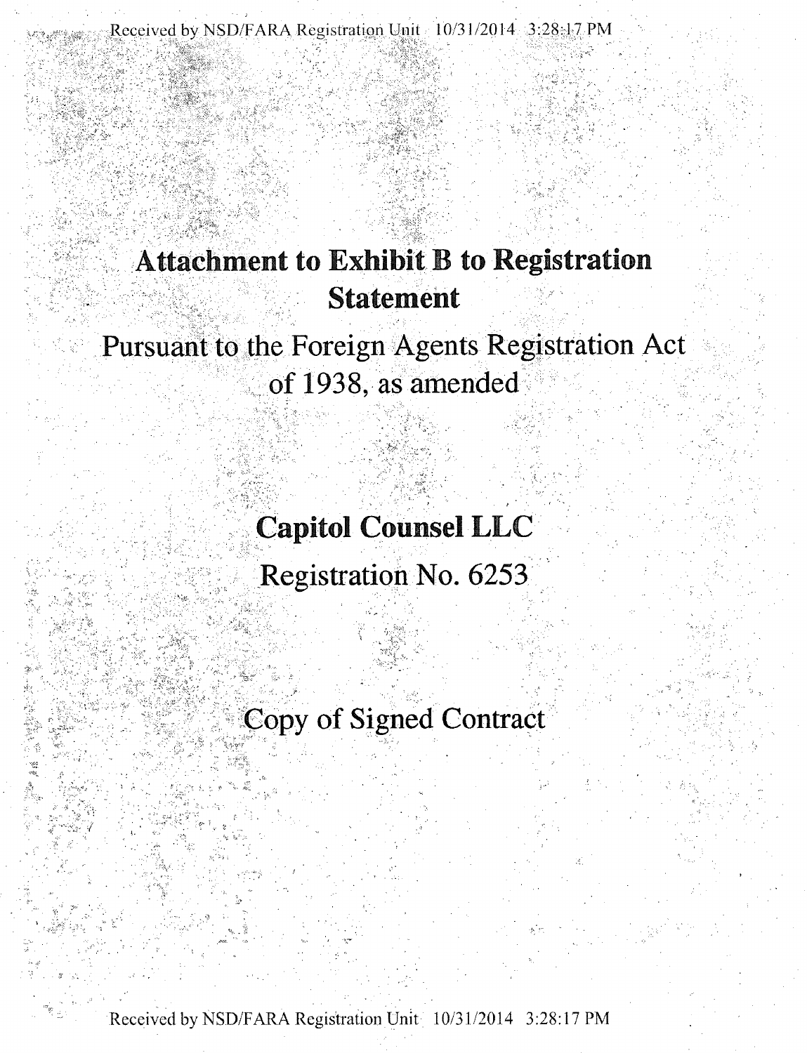# Attachment to Exhibit B to Registration Statement

Pursuant to the Foreign Agents Registration Act of 1938, as amended

## Capitol Counsel LLC

Registration No. 6253

Copy of Signed Contract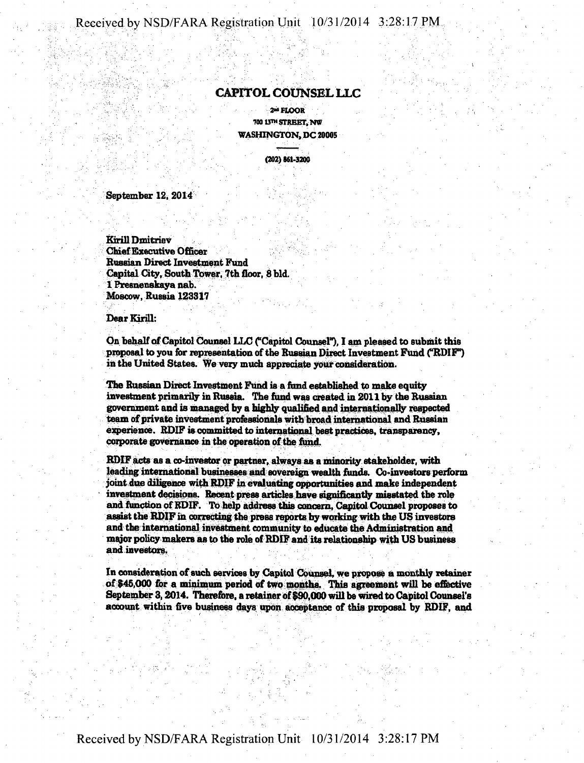# CAPITOL COUNSEL LLC

2nd FLOOR
700 13TH STREET, NW
WASHINGTON, DC 20005

(202) 861-3200

September 12, 2014

Kirill Dmitriev
Chief Executive Officer
Russian Direct Investment Fund
Capital City, South Tower, 7th floor, 8 bld.
1 Presnenskaya nab.
Moscow, Russia 123317

Dear Kirill:

On behalf of Capitol Counsel LLC ("Capitol Counsel"), I am pleased to submit this proposal to you for representation of the Russian Direct Investment Fund ("RDIF") in the United States. We very much appreciate your consideration.

The Russian Direct Investment Fund is a fund established to make equity investment primarily in Russia. The fund was created in 2011 by the Russian government and is managed by a highly qualified and internationally respected team of private investment professionals with broad international and Russian experience. RDIF is committed to international best practices, transparency, corporate governance in the operation of the fund.

RDIF acts as a co-investor or partner, always as a minority stakeholder, with leading international businesses and sovereign wealth funds. Co-investors perform joint due diligence with RDIF in evaluating opportunities and make independent investment decisions. Recent press articles have significantly misstated the role and function of RDIF. To help address this concern, Capitol Counsel proposes to assist the RDIF in correcting the press reports by working with the US investors and the international investment community to educate the Administration and major policy makers as to the role of RDIF and its relationship with US business and investors.

In consideration of such services by Capitol Counsel, we propose a monthly retainer of $45,000 for a minimum period of two months. This agreement will be effective September 3, 2014. Therefore, a retainer of $90,000 will be wired to Capitol Counsel's account within five business days upon acceptance of this proposal by RDIF, and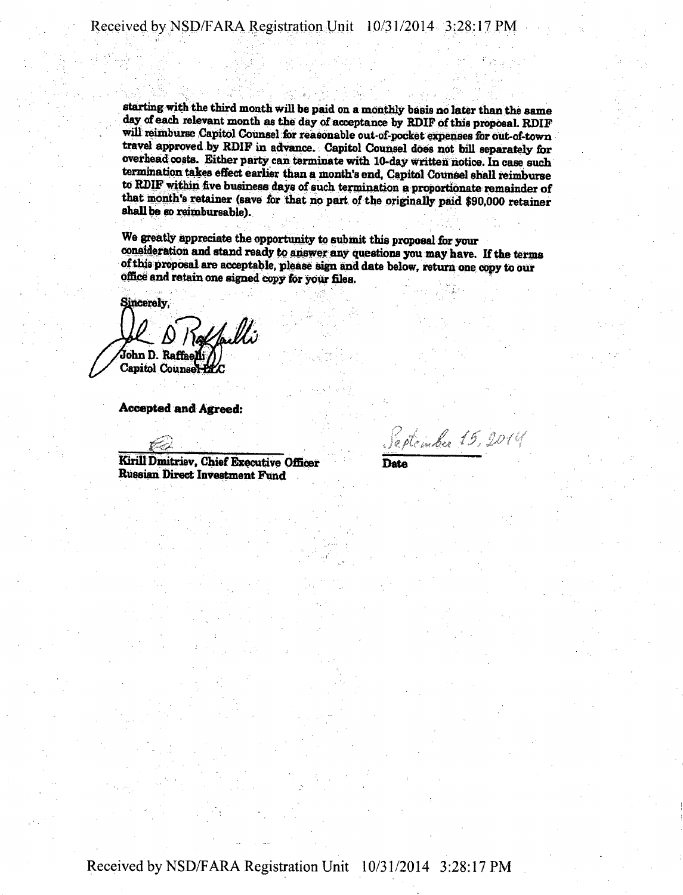starting with the third month will be paid on a monthly basis no later than the same day of each relevant month as the day of acceptance by RDIF of this proposal. RDIF will reimburse Capitol Counsel for reasonable out-of-pocket expenses for out-of-town travel approved by RDIF in advance. Capitol Counsel does not bill separately for overhead costs. Either party can terminate with 10-day written notice. In case such termination takes effect earlier than a month's end, Capitol Counsel shall reimburse to RDIF within five business days of such termination a proportionate remainder of that month's retainer (save for that no part of the originally paid $90,000 retainer shall be so reimbursable).

We greatly appreciate the opportunity to submit this proposal for your consideration and stand ready to answer any questions you may have. If the terms of this proposal are acceptable, please sign and date below, return one copy to our office and retain one signed copy for your files.

Sincerely,

John D. Raffaelli
Capitol Counsel LLC

**Accepted and Agreed:**

**Kirill Dmitriev, Chief Executive Officer**
**Russian Direct Investment Fund**

September 15, 2014
**Date**